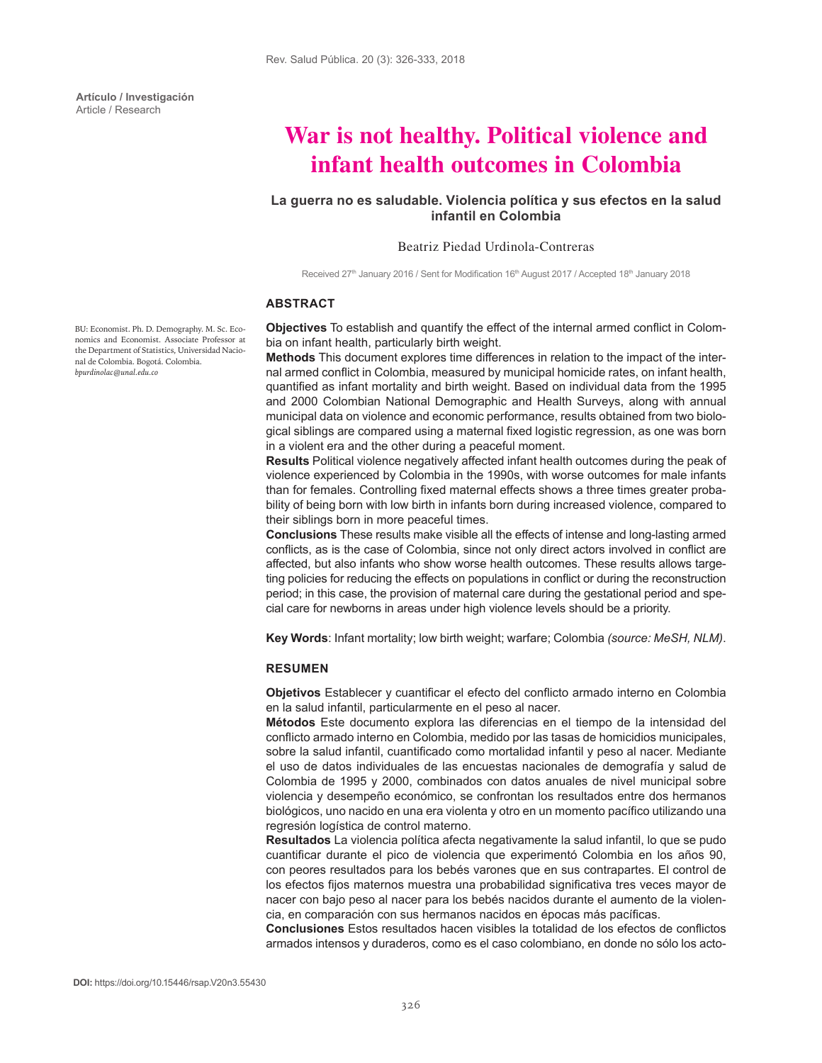Artículo / Investigación
Article / Research

# War is not healthy. Political violence and infant health outcomes in Colombia

## La guerra no es saludable. Violencia política y sus efectos en la salud infantil en Colombia

Beatriz Piedad Urdinola-Contreras

Received 27th January 2016 / Sent for Modification 16th August 2017 / Accepted 18th January 2018

BU: Economist. Ph. D. Demography. M. Sc. Economics and Economist. Associate Professor at the Department of Statistics, Universidad Nacional de Colombia. Bogotá. Colombia. *bpurdinolac@unal.edu.co*

### ABSTRACT

**Objectives** To establish and quantify the effect of the internal armed conflict in Colombia on infant health, particularly birth weight.

**Methods** This document explores time differences in relation to the impact of the internal armed conflict in Colombia, measured by municipal homicide rates, on infant health, quantified as infant mortality and birth weight. Based on individual data from the 1995 and 2000 Colombian National Demographic and Health Surveys, along with annual municipal data on violence and economic performance, results obtained from two biological siblings are compared using a maternal fixed logistic regression, as one was born in a violent era and the other during a peaceful moment.

**Results** Political violence negatively affected infant health outcomes during the peak of violence experienced by Colombia in the 1990s, with worse outcomes for male infants than for females. Controlling fixed maternal effects shows a three times greater probability of being born with low birth in infants born during increased violence, compared to their siblings born in more peaceful times.

**Conclusions** These results make visible all the effects of intense and long-lasting armed conflicts, as is the case of Colombia, since not only direct actors involved in conflict are affected, but also infants who show worse health outcomes. These results allows targeting policies for reducing the effects on populations in conflict or during the reconstruction period; in this case, the provision of maternal care during the gestational period and special care for newborns in areas under high violence levels should be a priority.

**Key Words**: Infant mortality; low birth weight; warfare; Colombia *(source: MeSH, NLM)*.

### RESUMEN

**Objetivos** Establecer y cuantificar el efecto del conflicto armado interno en Colombia en la salud infantil, particularmente en el peso al nacer.

**Métodos** Este documento explora las diferencias en el tiempo de la intensidad del conflicto armado interno en Colombia, medido por las tasas de homicidios municipales, sobre la salud infantil, cuantificado como mortalidad infantil y peso al nacer. Mediante el uso de datos individuales de las encuestas nacionales de demografía y salud de Colombia de 1995 y 2000, combinados con datos anuales de nivel municipal sobre violencia y desempeño económico, se confrontan los resultados entre dos hermanos biológicos, uno nacido en una era violenta y otro en un momento pacífico utilizando una regresión logística de control materno.

**Resultados** La violencia política afecta negativamente la salud infantil, lo que se pudo cuantificar durante el pico de violencia que experimentó Colombia en los años 90, con peores resultados para los bebés varones que en sus contrapartes. El control de los efectos fijos maternos muestra una probabilidad significativa tres veces mayor de nacer con bajo peso al nacer para los bebés nacidos durante el aumento de la violencia, en comparación con sus hermanos nacidos en épocas más pacíficas.

**Conclusiones** Estos resultados hacen visibles la totalidad de los efectos de conflictos armados intensos y duraderos, como es el caso colombiano, en donde no sólo los acto-

**DOI:** https://doi.org/10.15446/rsap.V20n3.55430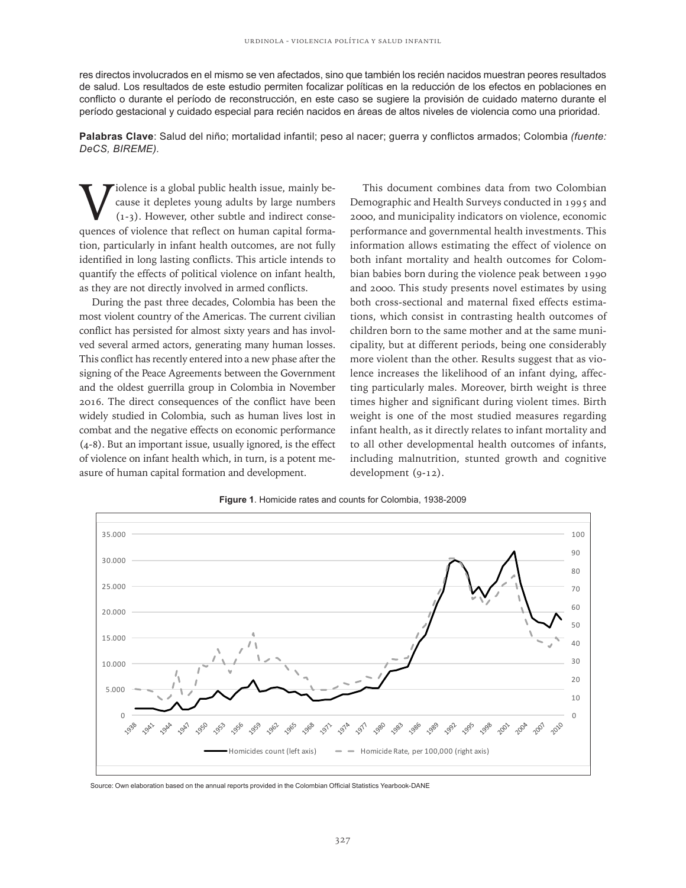res directos involucrados en el mismo se ven afectados, sino que también los recién nacidos muestran peores resultados de salud. Los resultados de este estudio permiten focalizar políticas en la reducción de los efectos en poblaciones en conflicto o durante el período de reconstrucción, en este caso se sugiere la provisión de cuidado materno durante el período gestacional y cuidado especial para recién nacidos en áreas de altos niveles de violencia como una prioridad.

**Palabras Clave**: Salud del niño; mortalidad infantil; peso al nacer; guerra y conflictos armados; Colombia *(fuente: DeCS, BIREME).*

Violence is a global public health issue, mainly because it depletes young adults by large numbers (1-3). However, other subtle and indirect consequences of violence that reflect on human capital formation, particularly in infant health outcomes, are not fully identified in long lasting conflicts. This article intends to quantify the effects of political violence on infant health, as they are not directly involved in armed conflicts.

During the past three decades, Colombia has been the most violent country of the Americas. The current civilian conflict has persisted for almost sixty years and has involved several armed actors, generating many human losses. This conflict has recently entered into a new phase after the signing of the Peace Agreements between the Government and the oldest guerrilla group in Colombia in November 2016. The direct consequences of the conflict have been widely studied in Colombia, such as human lives lost in combat and the negative effects on economic performance (4-8). But an important issue, usually ignored, is the effect of violence on infant health which, in turn, is a potent measure of human capital formation and development.

This document combines data from two Colombian Demographic and Health Surveys conducted in 1995 and 2000, and municipality indicators on violence, economic performance and governmental health investments. This information allows estimating the effect of violence on both infant mortality and health outcomes for Colombian babies born during the violence peak between 1990 and 2000. This study presents novel estimates by using both cross-sectional and maternal fixed effects estimations, which consist in contrasting health outcomes of children born to the same mother and at the same municipality, but at different periods, being one considerably more violent than the other. Results suggest that as violence increases the likelihood of an infant dying, affecting particularly males. Moreover, birth weight is three times higher and significant during violent times. Birth weight is one of the most studied measures regarding infant health, as it directly relates to infant mortality and to all other developmental health outcomes of infants, including malnutrition, stunted growth and cognitive development (9-12).

**Figure 1**. Homicide rates and counts for Colombia, 1938-2009

Source: Own elaboration based on the annual reports provided in the Colombian Official Statistics Yearbook-DANE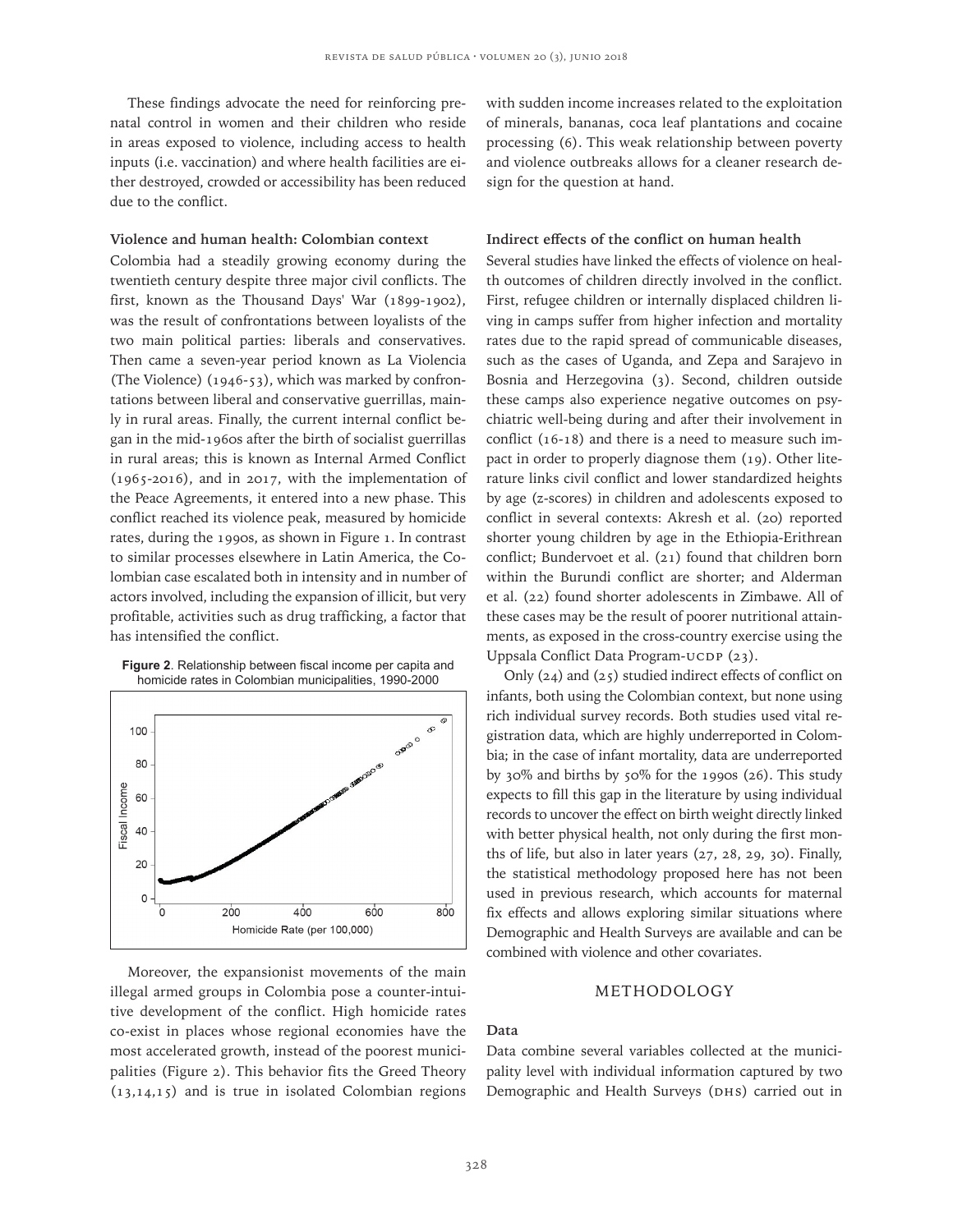These findings advocate the need for reinforcing prenatal control in women and their children who reside in areas exposed to violence, including access to health inputs (i.e. vaccination) and where health facilities are either destroyed, crowded or accessibility has been reduced due to the conflict.

### Violence and human health: Colombian context

Colombia had a steadily growing economy during the twentieth century despite three major civil conflicts. The first, known as the Thousand Days' War (1899-1902), was the result of confrontations between loyalists of the two main political parties: liberals and conservatives. Then came a seven-year period known as La Violencia (The Violence) (1946-53), which was marked by confrontations between liberal and conservative guerrillas, mainly in rural areas. Finally, the current internal conflict began in the mid-1960s after the birth of socialist guerrillas in rural areas; this is known as Internal Armed Conflict (1965-2016), and in 2017, with the implementation of the Peace Agreements, it entered into a new phase. This conflict reached its violence peak, measured by homicide rates, during the 1990s, as shown in Figure 1. In contrast to similar processes elsewhere in Latin America, the Colombian case escalated both in intensity and in number of actors involved, including the expansion of illicit, but very profitable, activities such as drug trafficking, a factor that has intensified the conflict.

**Figure 2**. Relationship between fiscal income per capita and homicide rates in Colombian municipalities, 1990-2000

Moreover, the expansionist movements of the main illegal armed groups in Colombia pose a counter-intuitive development of the conflict. High homicide rates co-exist in places whose regional economies have the most accelerated growth, instead of the poorest municipalities (Figure 2). This behavior fits the Greed Theory (13,14,15) and is true in isolated Colombian regions with sudden income increases related to the exploitation of minerals, bananas, coca leaf plantations and cocaine processing (6). This weak relationship between poverty and violence outbreaks allows for a cleaner research design for the question at hand.

### Indirect effects of the conflict on human health

Several studies have linked the effects of violence on health outcomes of children directly involved in the conflict. First, refugee children or internally displaced children living in camps suffer from higher infection and mortality rates due to the rapid spread of communicable diseases, such as the cases of Uganda, and Zepa and Sarajevo in Bosnia and Herzegovina (3). Second, children outside these camps also experience negative outcomes on psychiatric well-being during and after their involvement in conflict (16-18) and there is a need to measure such impact in order to properly diagnose them (19). Other literature links civil conflict and lower standardized heights by age (z-scores) in children and adolescents exposed to conflict in several contexts: Akresh et al. (20) reported shorter young children by age in the Ethiopia-Erithrean conflict; Bundervoet et al. (21) found that children born within the Burundi conflict are shorter; and Alderman et al. (22) found shorter adolescents in Zimbawe. All of these cases may be the result of poorer nutritional attainments, as exposed in the cross-country exercise using the Uppsala Conflict Data Program-UCDP (23).

Only (24) and (25) studied indirect effects of conflict on infants, both using the Colombian context, but none using rich individual survey records. Both studies used vital registration data, which are highly underreported in Colombia; in the case of infant mortality, data are underreported by 30% and births by 50% for the 1990s (26). This study expects to fill this gap in the literature by using individual records to uncover the effect on birth weight directly linked with better physical health, not only during the first months of life, but also in later years (27, 28, 29, 30). Finally, the statistical methodology proposed here has not been used in previous research, which accounts for maternal fix effects and allows exploring similar situations where Demographic and Health Surveys are available and can be combined with violence and other covariates.

## METHODOLOGY

### Data

Data combine several variables collected at the municipality level with individual information captured by two Demographic and Health Surveys (DHS) carried out in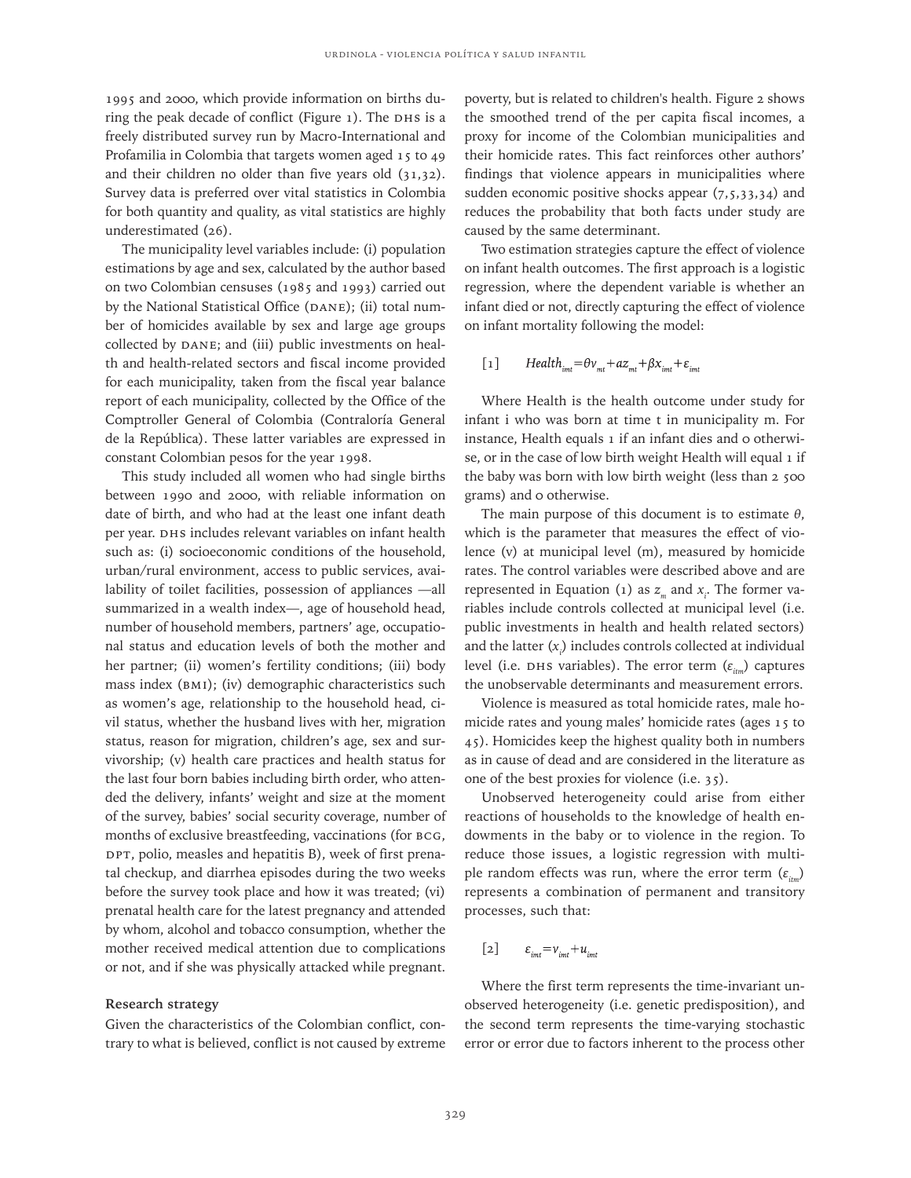1995 and 2000, which provide information on births during the peak decade of conflict (Figure 1). The DHS is a freely distributed survey run by Macro-International and Profamilia in Colombia that targets women aged 15 to 49 and their children no older than five years old (31,32). Survey data is preferred over vital statistics in Colombia for both quantity and quality, as vital statistics are highly underestimated (26).

The municipality level variables include: (i) population estimations by age and sex, calculated by the author based on two Colombian censuses (1985 and 1993) carried out by the National Statistical Office (DANE); (ii) total number of homicides available by sex and large age groups collected by DANE; and (iii) public investments on health and health-related sectors and fiscal income provided for each municipality, taken from the fiscal year balance report of each municipality, collected by the Office of the Comptroller General of Colombia (Contraloría General de la República). These latter variables are expressed in constant Colombian pesos for the year 1998.

This study included all women who had single births between 1990 and 2000, with reliable information on date of birth, and who had at the least one infant death per year. DHS includes relevant variables on infant health such as: (i) socioeconomic conditions of the household, urban/rural environment, access to public services, availability of toilet facilities, possession of appliances —all summarized in a wealth index—, age of household head, number of household members, partners' age, occupational status and education levels of both the mother and her partner; (ii) women's fertility conditions; (iii) body mass index (BMI); (iv) demographic characteristics such as women's age, relationship to the household head, civil status, whether the husband lives with her, migration status, reason for migration, children's age, sex and survivorship; (v) health care practices and health status for the last four born babies including birth order, who attended the delivery, infants' weight and size at the moment of the survey, babies' social security coverage, number of months of exclusive breastfeeding, vaccinations (for BCG, DPT, polio, measles and hepatitis B), week of first prenatal checkup, and diarrhea episodes during the two weeks before the survey took place and how it was treated; (vi) prenatal health care for the latest pregnancy and attended by whom, alcohol and tobacco consumption, whether the mother received medical attention due to complications or not, and if she was physically attacked while pregnant.

**Research strategy**

Given the characteristics of the Colombian conflict, contrary to what is believed, conflict is not caused by extreme poverty, but is related to children's health. Figure 2 shows the smoothed trend of the per capita fiscal incomes, a proxy for income of the Colombian municipalities and their homicide rates. This fact reinforces other authors' findings that violence appears in municipalities where sudden economic positive shocks appear (7,5,33,34) and reduces the probability that both facts under study are caused by the same determinant.

Two estimation strategies capture the effect of violence on infant health outcomes. The first approach is a logistic regression, where the dependent variable is whether an infant died or not, directly capturing the effect of violence on infant mortality following the model:

$$[1] \qquad Health_{imt} = \theta v_{mt} + a z_{mt} + \beta x_{imt} + \varepsilon_{imt}$$

Where Health is the health outcome under study for infant i who was born at time t in municipality m. For instance, Health equals 1 if an infant dies and 0 otherwise, or in the case of low birth weight Health will equal 1 if the baby was born with low birth weight (less than 2 500 grams) and 0 otherwise.

The main purpose of this document is to estimate $\theta$, which is the parameter that measures the effect of violence (v) at municipal level (m), measured by homicide rates. The control variables were described above and are represented in Equation (1) as $z_m$ and $x_i$. The former variables include controls collected at municipal level (i.e. public investments in health and health related sectors) and the latter ($x_i$) includes controls collected at individual level (i.e. DHS variables). The error term ($\varepsilon_{itm}$) captures the unobservable determinants and measurement errors.

Violence is measured as total homicide rates, male homicide rates and young males' homicide rates (ages 15 to 45). Homicides keep the highest quality both in numbers as in cause of dead and are considered in the literature as one of the best proxies for violence (i.e. 35).

Unobserved heterogeneity could arise from either reactions of households to the knowledge of health endowments in the baby or to violence in the region. To reduce those issues, a logistic regression with multiple random effects was run, where the error term ($\varepsilon_{itm}$) represents a combination of permanent and transitory processes, such that:

$$[2] \qquad \varepsilon_{imt} = v_{imt} + u_{imt}$$

Where the first term represents the time-invariant unobserved heterogeneity (i.e. genetic predisposition), and the second term represents the time-varying stochastic error or error due to factors inherent to the process other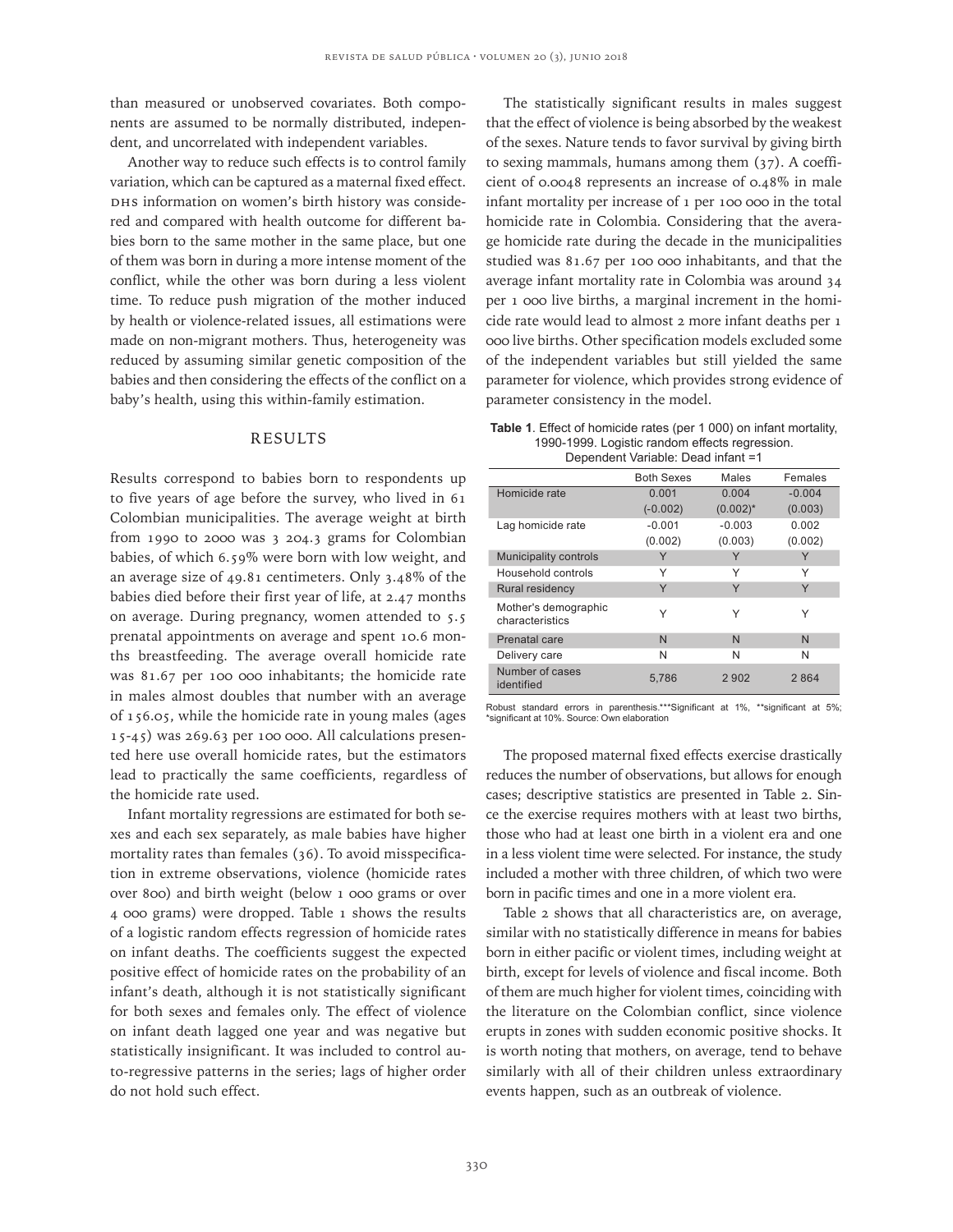than measured or unobserved covariates. Both components are assumed to be normally distributed, independent, and uncorrelated with independent variables.

Another way to reduce such effects is to control family variation, which can be captured as a maternal fixed effect. DHS information on women's birth history was considered and compared with health outcome for different babies born to the same mother in the same place, but one of them was born in during a more intense moment of the conflict, while the other was born during a less violent time. To reduce push migration of the mother induced by health or violence-related issues, all estimations were made on non-migrant mothers. Thus, heterogeneity was reduced by assuming similar genetic composition of the babies and then considering the effects of the conflict on a baby's health, using this within-family estimation.

## RESULTS

Results correspond to babies born to respondents up to five years of age before the survey, who lived in 61 Colombian municipalities. The average weight at birth from 1990 to 2000 was 3 204.3 grams for Colombian babies, of which 6.59% were born with low weight, and an average size of 49.81 centimeters. Only 3.48% of the babies died before their first year of life, at 2.47 months on average. During pregnancy, women attended to 5.5 prenatal appointments on average and spent 10.6 months breastfeeding. The average overall homicide rate was 81.67 per 100 000 inhabitants; the homicide rate in males almost doubles that number with an average of 156.05, while the homicide rate in young males (ages 15-45) was 269.63 per 100 000. All calculations presented here use overall homicide rates, but the estimators lead to practically the same coefficients, regardless of the homicide rate used.

Infant mortality regressions are estimated for both sexes and each sex separately, as male babies have higher mortality rates than females (36). To avoid misspecification in extreme observations, violence (homicide rates over 800) and birth weight (below 1 000 grams or over 4 000 grams) were dropped. Table 1 shows the results of a logistic random effects regression of homicide rates on infant deaths. The coefficients suggest the expected positive effect of homicide rates on the probability of an infant's death, although it is not statistically significant for both sexes and females only. The effect of violence on infant death lagged one year and was negative but statistically insignificant. It was included to control auto-regressive patterns in the series; lags of higher order do not hold such effect.

The statistically significant results in males suggest that the effect of violence is being absorbed by the weakest of the sexes. Nature tends to favor survival by giving birth to sexing mammals, humans among them (37). A coefficient of 0.0048 represents an increase of 0.48% in male infant mortality per increase of 1 per 100 000 in the total homicide rate in Colombia. Considering that the average homicide rate during the decade in the municipalities studied was 81.67 per 100 000 inhabitants, and that the average infant mortality rate in Colombia was around 34 per 1 000 live births, a marginal increment in the homicide rate would lead to almost 2 more infant deaths per 1 000 live births. Other specification models excluded some of the independent variables but still yielded the same parameter for violence, which provides strong evidence of parameter consistency in the model.

**Table 1**. Effect of homicide rates (per 1 000) on infant mortality, 1990-1999. Logistic random effects regression. Dependent Variable: Dead infant =1

| | Both Sexes | Males | Females |
|---|---|---|---|
| Homicide rate | 0.001 | 0.004 | -0.004 |
| | (-0.002) | (0.002)* | (0.003) |
| Lag homicide rate | -0.001 | -0.003 | 0.002 |
| | (0.002) | (0.003) | (0.002) |
| Municipality controls | Y | Y | Y |
| Household controls | Y | Y | Y |
| Rural residency | Y | Y | Y |
| Mother's demographic characteristics | Y | Y | Y |
| Prenatal care | N | N | N |
| Delivery care | N | N | N |
| Number of cases identified | 5,786 | 2 902 | 2 864 |

Robust standard errors in parenthesis.***Significant at 1%, **significant at 5%; *significant at 10%. Source: Own elaboration

The proposed maternal fixed effects exercise drastically reduces the number of observations, but allows for enough cases; descriptive statistics are presented in Table 2. Since the exercise requires mothers with at least two births, those who had at least one birth in a violent era and one in a less violent time were selected. For instance, the study included a mother with three children, of which two were born in pacific times and one in a more violent era.

Table 2 shows that all characteristics are, on average, similar with no statistically difference in means for babies born in either pacific or violent times, including weight at birth, except for levels of violence and fiscal income. Both of them are much higher for violent times, coinciding with the literature on the Colombian conflict, since violence erupts in zones with sudden economic positive shocks. It is worth noting that mothers, on average, tend to behave similarly with all of their children unless extraordinary events happen, such as an outbreak of violence.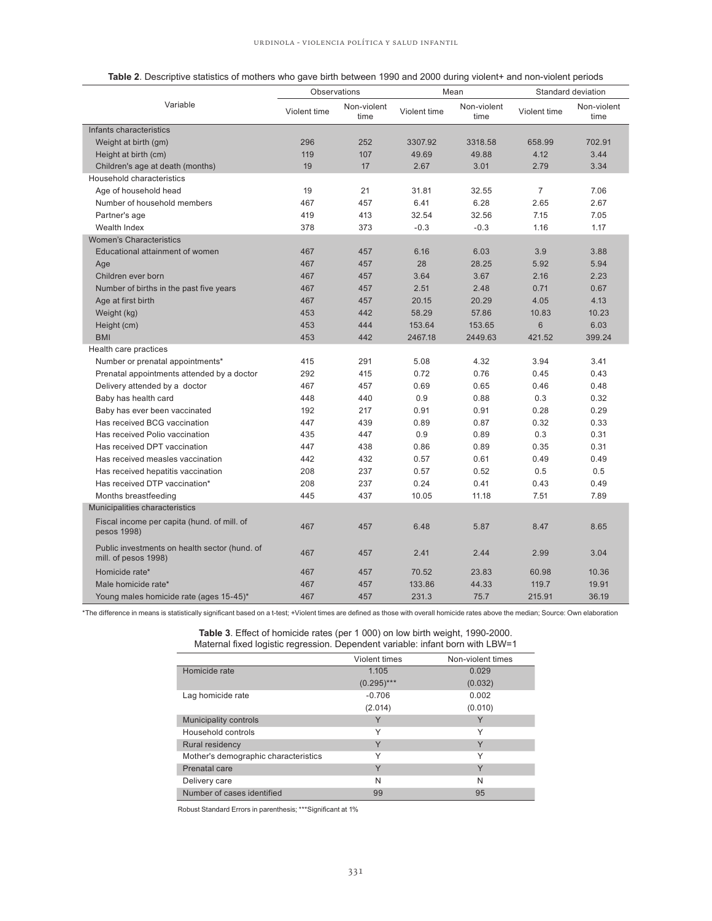**Table 2**. Descriptive statistics of mothers who gave birth between 1990 and 2000 during violent+ and non-violent periods

| Variable | Observations | | Mean | | Standard deviation | |
|---|---|---|---|---|---|---|
| | Violent time | Non-violent time | Violent time | Non-violent time | Violent time | Non-violent time |
| Infants characteristics | | | | | | |
| Weight at birth (gm) | 296 | 252 | 3307.92 | 3318.58 | 658.99 | 702.91 |
| Height at birth (cm) | 119 | 107 | 49.69 | 49.88 | 4.12 | 3.44 |
| Children's age at death (months) | 19 | 17 | 2.67 | 3.01 | 2.79 | 3.34 |
| Household characteristics | | | | | | |
| Age of household head | 19 | 21 | 31.81 | 32.55 | 7 | 7.06 |
| Number of household members | 467 | 457 | 6.41 | 6.28 | 2.65 | 2.67 |
| Partner's age | 419 | 413 | 32.54 | 32.56 | 7.15 | 7.05 |
| Wealth Index | 378 | 373 | -0.3 | -0.3 | 1.16 | 1.17 |
| Women's Characteristics | | | | | | |
| Educational attainment of women | 467 | 457 | 6.16 | 6.03 | 3.9 | 3.88 |
| Age | 467 | 457 | 28 | 28.25 | 5.92 | 5.94 |
| Children ever born | 467 | 457 | 3.64 | 3.67 | 2.16 | 2.23 |
| Number of births in the past five years | 467 | 457 | 2.51 | 2.48 | 0.71 | 0.67 |
| Age at first birth | 467 | 457 | 20.15 | 20.29 | 4.05 | 4.13 |
| Weight (kg) | 453 | 442 | 58.29 | 57.86 | 10.83 | 10.23 |
| Height (cm) | 453 | 444 | 153.64 | 153.65 | 6 | 6.03 |
| BMI | 453 | 442 | 2467.18 | 2449.63 | 421.52 | 399.24 |
| Health care practices | | | | | | |
| Number or prenatal appointments* | 415 | 291 | 5.08 | 4.32 | 3.94 | 3.41 |
| Prenatal appointments attended by a doctor | 292 | 415 | 0.72 | 0.76 | 0.45 | 0.43 |
| Delivery attended by a doctor | 467 | 457 | 0.69 | 0.65 | 0.46 | 0.48 |
| Baby has health card | 448 | 440 | 0.9 | 0.88 | 0.3 | 0.32 |
| Baby has ever been vaccinated | 192 | 217 | 0.91 | 0.91 | 0.28 | 0.29 |
| Has received BCG vaccination | 447 | 439 | 0.89 | 0.87 | 0.32 | 0.33 |
| Has received Polio vaccination | 435 | 447 | 0.9 | 0.89 | 0.3 | 0.31 |
| Has received DPT vaccination | 447 | 438 | 0.86 | 0.89 | 0.35 | 0.31 |
| Has received measles vaccination | 442 | 432 | 0.57 | 0.61 | 0.49 | 0.49 |
| Has received hepatitis vaccination | 208 | 237 | 0.57 | 0.52 | 0.5 | 0.5 |
| Has received DTP vaccination* | 208 | 237 | 0.24 | 0.41 | 0.43 | 0.49 |
| Months breastfeeding | 445 | 437 | 10.05 | 11.18 | 7.51 | 7.89 |
| Municipalities characteristics | | | | | | |
| Fiscal income per capita (hund. of mill. of pesos 1998) | 467 | 457 | 6.48 | 5.87 | 8.47 | 8.65 |
| Public investments on health sector (hund. of mill. of pesos 1998) | 467 | 457 | 2.41 | 2.44 | 2.99 | 3.04 |
| Homicide rate* | 467 | 457 | 70.52 | 23.83 | 60.98 | 10.36 |
| Male homicide rate* | 467 | 457 | 133.86 | 44.33 | 119.7 | 19.91 |
| Young males homicide rate (ages 15-45)* | 467 | 457 | 231.3 | 75.7 | 215.91 | 36.19 |

*The difference in means is statistically significant based on a t-test; +Violent times are defined as those with overall homicide rates above the median; Source: Own elaboration

**Table 3**. Effect of homicide rates (per 1 000) on low birth weight, 1990-2000. Maternal fixed logistic regression. Dependent variable: infant born with LBW=1

| | Violent times | Non-violent times |
|---|---|---|
| Homicide rate | 1.105 | 0.029 |
| | (0.295)*** | (0.032) |
| Lag homicide rate | -0.706 | 0.002 |
| | (2.014) | (0.010) |
| Municipality controls | Y | Y |
| Household controls | Y | Y |
| Rural residency | Y | Y |
| Mother's demographic characteristics | Y | Y |
| Prenatal care | Y | Y |
| Delivery care | N | N |
| Number of cases identified | 99 | 95 |

Robust Standard Errors in parenthesis; ***Significant at 1%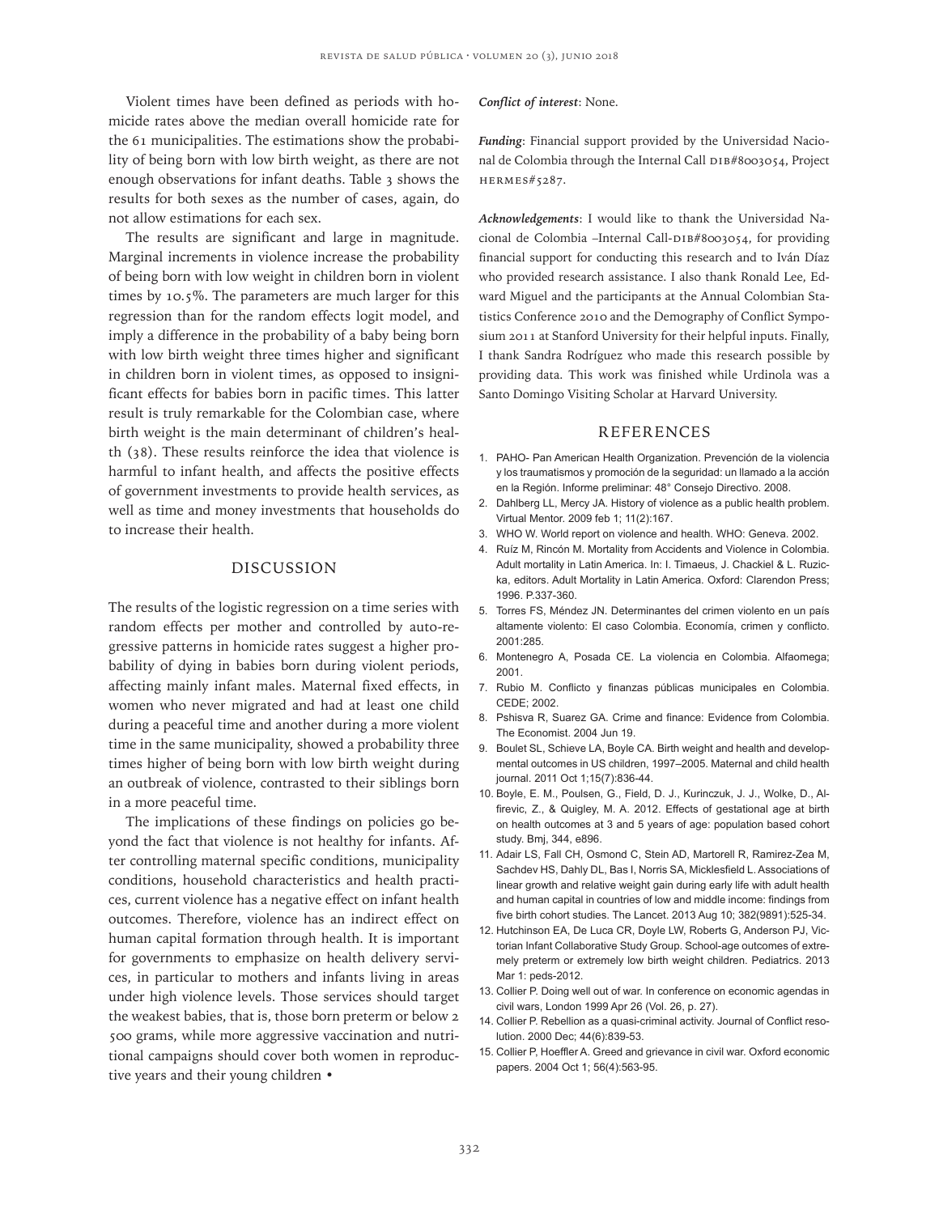Violent times have been defined as periods with homicide rates above the median overall homicide rate for the 61 municipalities. The estimations show the probability of being born with low birth weight, as there are not enough observations for infant deaths. Table 3 shows the results for both sexes as the number of cases, again, do not allow estimations for each sex.

The results are significant and large in magnitude. Marginal increments in violence increase the probability of being born with low weight in children born in violent times by 10.5%. The parameters are much larger for this regression than for the random effects logit model, and imply a difference in the probability of a baby being born with low birth weight three times higher and significant in children born in violent times, as opposed to insignificant effects for babies born in pacific times. This latter result is truly remarkable for the Colombian case, where birth weight is the main determinant of children's health (38). These results reinforce the idea that violence is harmful to infant health, and affects the positive effects of government investments to provide health services, as well as time and money investments that households do to increase their health.

## DISCUSSION

The results of the logistic regression on a time series with random effects per mother and controlled by auto-regressive patterns in homicide rates suggest a higher probability of dying in babies born during violent periods, affecting mainly infant males. Maternal fixed effects, in women who never migrated and had at least one child during a peaceful time and another during a more violent time in the same municipality, showed a probability three times higher of being born with low birth weight during an outbreak of violence, contrasted to their siblings born in a more peaceful time.

The implications of these findings on policies go beyond the fact that violence is not healthy for infants. After controlling maternal specific conditions, municipality conditions, household characteristics and health practices, current violence has a negative effect on infant health outcomes. Therefore, violence has an indirect effect on human capital formation through health. It is important for governments to emphasize on health delivery services, in particular to mothers and infants living in areas under high violence levels. Those services should target the weakest babies, that is, those born preterm or below 2 500 grams, while more aggressive vaccination and nutritional campaigns should cover both women in reproductive years and their young children •

***Conflict of interest***: None.

***Funding***: Financial support provided by the Universidad Nacional de Colombia through the Internal Call DIB#8003054, Project HERMES#5287.

***Acknowledgements***: I would like to thank the Universidad Nacional de Colombia –Internal Call-DIB#8003054, for providing financial support for conducting this research and to Iván Díaz who provided research assistance. I also thank Ronald Lee, Edward Miguel and the participants at the Annual Colombian Statistics Conference 2010 and the Demography of Conflict Symposium 2011 at Stanford University for their helpful inputs. Finally, I thank Sandra Rodríguez who made this research possible by providing data. This work was finished while Urdinola was a Santo Domingo Visiting Scholar at Harvard University.

## REFERENCES

1. PAHO- Pan American Health Organization. Prevención de la violencia y los traumatismos y promoción de la seguridad: un llamado a la acción en la Región. Informe preliminar: 48° Consejo Directivo. 2008.
2. Dahlberg LL, Mercy JA. History of violence as a public health problem. Virtual Mentor. 2009 feb 1; 11(2):167.
3. WHO W. World report on violence and health. WHO: Geneva. 2002.
4. Ruíz M, Rincón M. Mortality from Accidents and Violence in Colombia. Adult mortality in Latin America. In: I. Timaeus, J. Chackiel & L. Ruzicka, editors. Adult Mortality in Latin America. Oxford: Clarendon Press; 1996. P.337-360.
5. Torres FS, Méndez JN. Determinantes del crimen violento en un país altamente violento: El caso Colombia. Economía, crimen y conflicto. 2001:285.
6. Montenegro A, Posada CE. La violencia en Colombia. Alfaomega; 2001.
7. Rubio M. Conflicto y finanzas públicas municipales en Colombia. CEDE; 2002.
8. Pshisva R, Suarez GA. Crime and finance: Evidence from Colombia. The Economist. 2004 Jun 19.
9. Boulet SL, Schieve LA, Boyle CA. Birth weight and health and developmental outcomes in US children, 1997–2005. Maternal and child health journal. 2011 Oct 1;15(7):836-44.
10. Boyle, E. M., Poulsen, G., Field, D. J., Kurinczuk, J. J., Wolke, D., Alfirevic, Z., & Quigley, M. A. 2012. Effects of gestational age at birth on health outcomes at 3 and 5 years of age: population based cohort study. Bmj, 344, e896.
11. Adair LS, Fall CH, Osmond C, Stein AD, Martorell R, Ramirez-Zea M, Sachdev HS, Dahly DL, Bas I, Norris SA, Micklesfield L. Associations of linear growth and relative weight gain during early life with adult health and human capital in countries of low and middle income: findings from five birth cohort studies. The Lancet. 2013 Aug 10; 382(9891):525-34.
12. Hutchinson EA, De Luca CR, Doyle LW, Roberts G, Anderson PJ, Victorian Infant Collaborative Study Group. School-age outcomes of extremely preterm or extremely low birth weight children. Pediatrics. 2013 Mar 1: peds-2012.
13. Collier P. Doing well out of war. In conference on economic agendas in civil wars, London 1999 Apr 26 (Vol. 26, p. 27).
14. Collier P. Rebellion as a quasi-criminal activity. Journal of Conflict resolution. 2000 Dec; 44(6):839-53.
15. Collier P, Hoeffler A. Greed and grievance in civil war. Oxford economic papers. 2004 Oct 1; 56(4):563-95.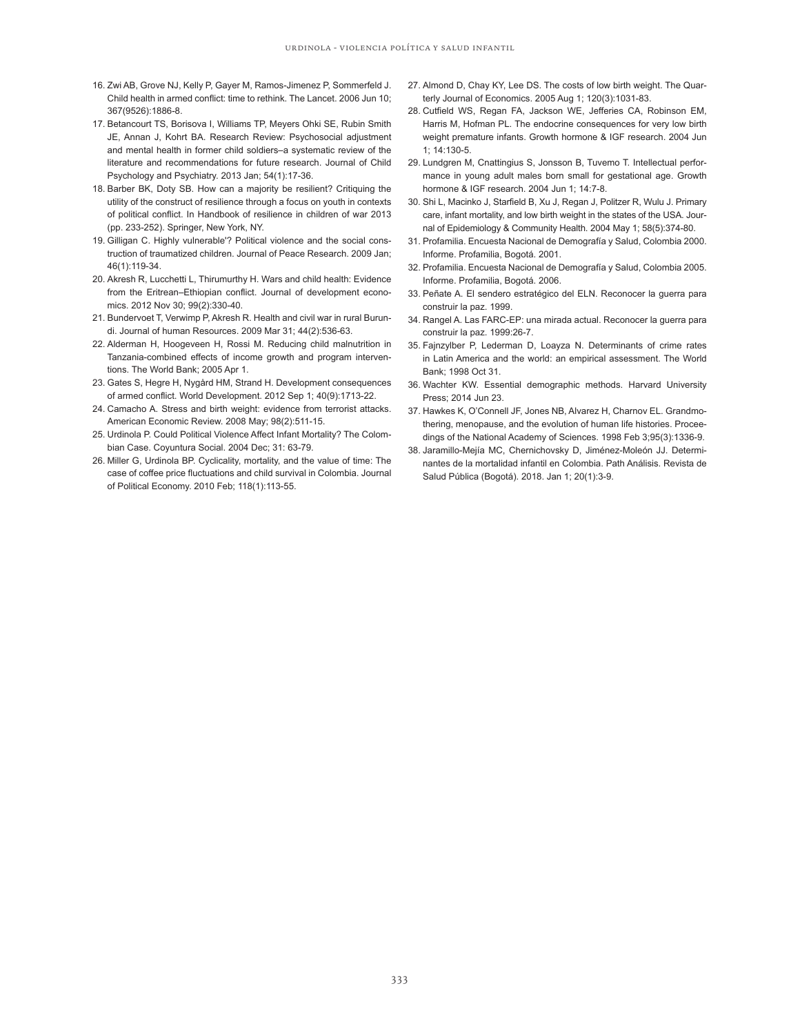16. Zwi AB, Grove NJ, Kelly P, Gayer M, Ramos-Jimenez P, Sommerfeld J. Child health in armed conflict: time to rethink. The Lancet. 2006 Jun 10; 367(9526):1886-8.
17. Betancourt TS, Borisova I, Williams TP, Meyers Ohki SE, Rubin Smith JE, Annan J, Kohrt BA. Research Review: Psychosocial adjustment and mental health in former child soldiers–a systematic review of the literature and recommendations for future research. Journal of Child Psychology and Psychiatry. 2013 Jan; 54(1):17-36.
18. Barber BK, Doty SB. How can a majority be resilient? Critiquing the utility of the construct of resilience through a focus on youth in contexts of political conflict. In Handbook of resilience in children of war 2013 (pp. 233-252). Springer, New York, NY.
19. Gilligan C. Highly vulnerable'? Political violence and the social construction of traumatized children. Journal of Peace Research. 2009 Jan; 46(1):119-34.
20. Akresh R, Lucchetti L, Thirumurthy H. Wars and child health: Evidence from the Eritrean–Ethiopian conflict. Journal of development economics. 2012 Nov 30; 99(2):330-40.
21. Bundervoet T, Verwimp P, Akresh R. Health and civil war in rural Burundi. Journal of human Resources. 2009 Mar 31; 44(2):536-63.
22. Alderman H, Hoogeveen H, Rossi M. Reducing child malnutrition in Tanzania-combined effects of income growth and program interventions. The World Bank; 2005 Apr 1.
23. Gates S, Hegre H, Nygård HM, Strand H. Development consequences of armed conflict. World Development. 2012 Sep 1; 40(9):1713-22.
24. Camacho A. Stress and birth weight: evidence from terrorist attacks. American Economic Review. 2008 May; 98(2):511-15.
25. Urdinola P. Could Political Violence Affect Infant Mortality? The Colombian Case. Coyuntura Social. 2004 Dec; 31: 63-79.
26. Miller G, Urdinola BP. Cyclicality, mortality, and the value of time: The case of coffee price fluctuations and child survival in Colombia. Journal of Political Economy. 2010 Feb; 118(1):113-55.
27. Almond D, Chay KY, Lee DS. The costs of low birth weight. The Quarterly Journal of Economics. 2005 Aug 1; 120(3):1031-83.
28. Cutfield WS, Regan FA, Jackson WE, Jefferies CA, Robinson EM, Harris M, Hofman PL. The endocrine consequences for very low birth weight premature infants. Growth hormone & IGF research. 2004 Jun 1; 14:130-5.
29. Lundgren M, Cnattingius S, Jonsson B, Tuvemo T. Intellectual performance in young adult males born small for gestational age. Growth hormone & IGF research. 2004 Jun 1; 14:7-8.
30. Shi L, Macinko J, Starfield B, Xu J, Regan J, Politzer R, Wulu J. Primary care, infant mortality, and low birth weight in the states of the USA. Journal of Epidemiology & Community Health. 2004 May 1; 58(5):374-80.
31. Profamilia. Encuesta Nacional de Demografía y Salud, Colombia 2000. Informe. Profamilia, Bogotá. 2001.
32. Profamilia. Encuesta Nacional de Demografía y Salud, Colombia 2005. Informe. Profamilia, Bogotá. 2006.
33. Peñate A. El sendero estratégico del ELN. Reconocer la guerra para construir la paz. 1999.
34. Rangel A. Las FARC-EP: una mirada actual. Reconocer la guerra para construir la paz. 1999:26-7.
35. Fajnzylber P, Lederman D, Loayza N. Determinants of crime rates in Latin America and the world: an empirical assessment. The World Bank; 1998 Oct 31.
36. Wachter KW. Essential demographic methods. Harvard University Press; 2014 Jun 23.
37. Hawkes K, O'Connell JF, Jones NB, Alvarez H, Charnov EL. Grandmothering, menopause, and the evolution of human life histories. Proceedings of the National Academy of Sciences. 1998 Feb 3;95(3):1336-9.
38. Jaramillo-Mejía MC, Chernichovsky D, Jiménez-Moleón JJ. Determinantes de la mortalidad infantil en Colombia. Path Análisis. Revista de Salud Pública (Bogotá). 2018. Jan 1; 20(1):3-9.